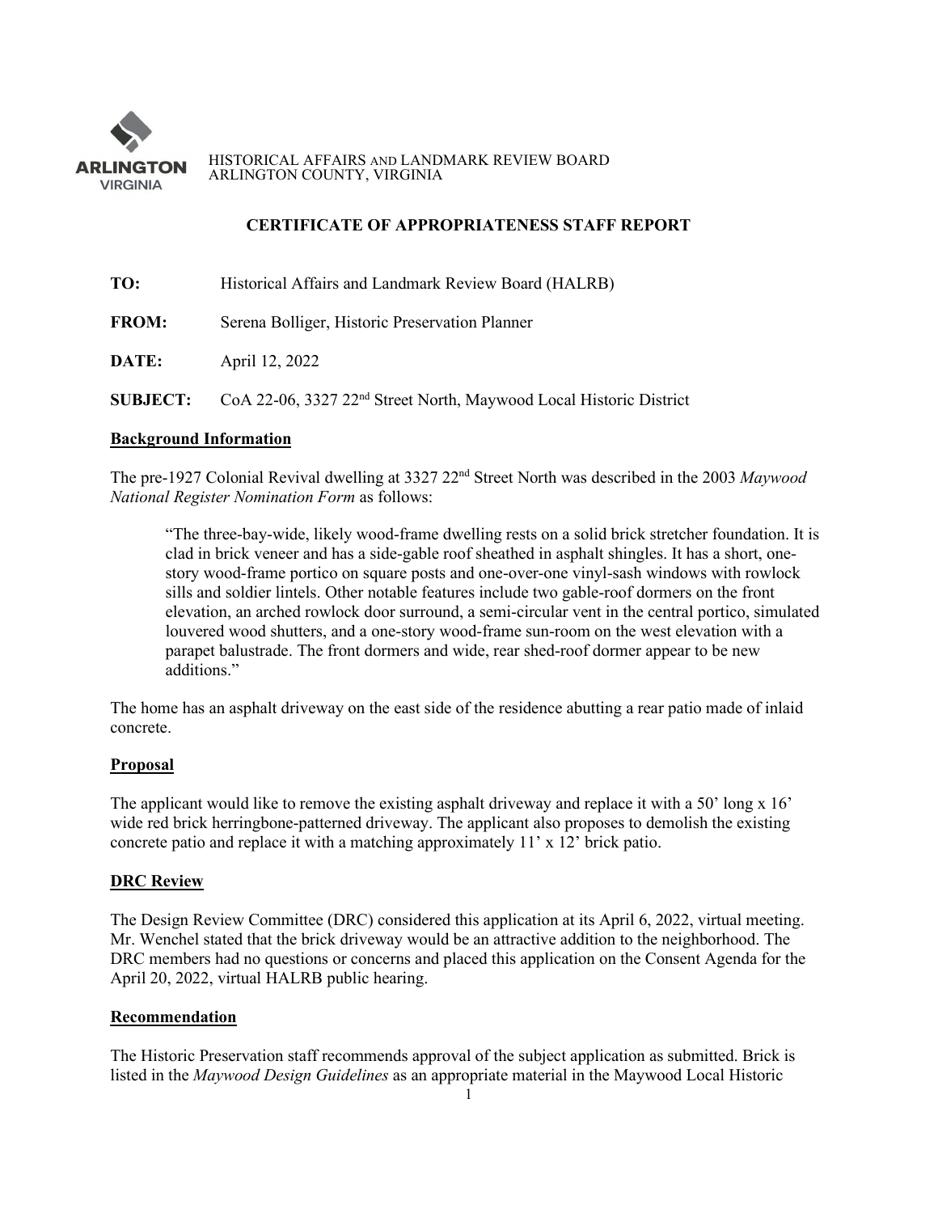HISTORICAL AFFAIRS AND LANDMARK REVIEW BOARD
ARLINGTON COUNTY, VIRGINIA

# CERTIFICATE OF APPROPRIATENESS STAFF REPORT

**TO:** Historical Affairs and Landmark Review Board (HALRB)

**FROM:** Serena Bolliger, Historic Preservation Planner

**DATE:** April 12, 2022

**SUBJECT:** CoA 22-06, 3327 22nd Street North, Maywood Local Historic District

## Background Information

The pre-1927 Colonial Revival dwelling at 3327 22nd Street North was described in the 2003 *Maywood National Register Nomination Form* as follows:

> "The three-bay-wide, likely wood-frame dwelling rests on a solid brick stretcher foundation. It is clad in brick veneer and has a side-gable roof sheathed in asphalt shingles. It has a short, one-story wood-frame portico on square posts and one-over-one vinyl-sash windows with rowlock sills and soldier lintels. Other notable features include two gable-roof dormers on the front elevation, an arched rowlock door surround, a semi-circular vent in the central portico, simulated louvered wood shutters, and a one-story wood-frame sun-room on the west elevation with a parapet balustrade. The front dormers and wide, rear shed-roof dormer appear to be new additions."

The home has an asphalt driveway on the east side of the residence abutting a rear patio made of inlaid concrete.

## Proposal

The applicant would like to remove the existing asphalt driveway and replace it with a 50' long x 16' wide red brick herringbone-patterned driveway. The applicant also proposes to demolish the existing concrete patio and replace it with a matching approximately 11' x 12' brick patio.

## DRC Review

The Design Review Committee (DRC) considered this application at its April 6, 2022, virtual meeting. Mr. Wenchel stated that the brick driveway would be an attractive addition to the neighborhood. The DRC members had no questions or concerns and placed this application on the Consent Agenda for the April 20, 2022, virtual HALRB public hearing.

## Recommendation

The Historic Preservation staff recommends approval of the subject application as submitted. Brick is listed in the *Maywood Design Guidelines* as an appropriate material in the Maywood Local Historic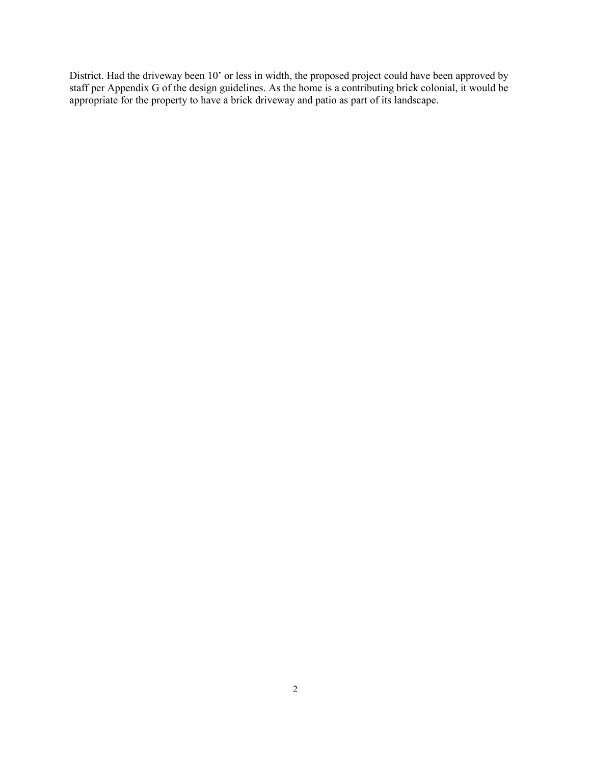District. Had the driveway been 10’ or less in width, the proposed project could have been approved by staff per Appendix G of the design guidelines. As the home is a contributing brick colonial, it would be appropriate for the property to have a brick driveway and patio as part of its landscape.